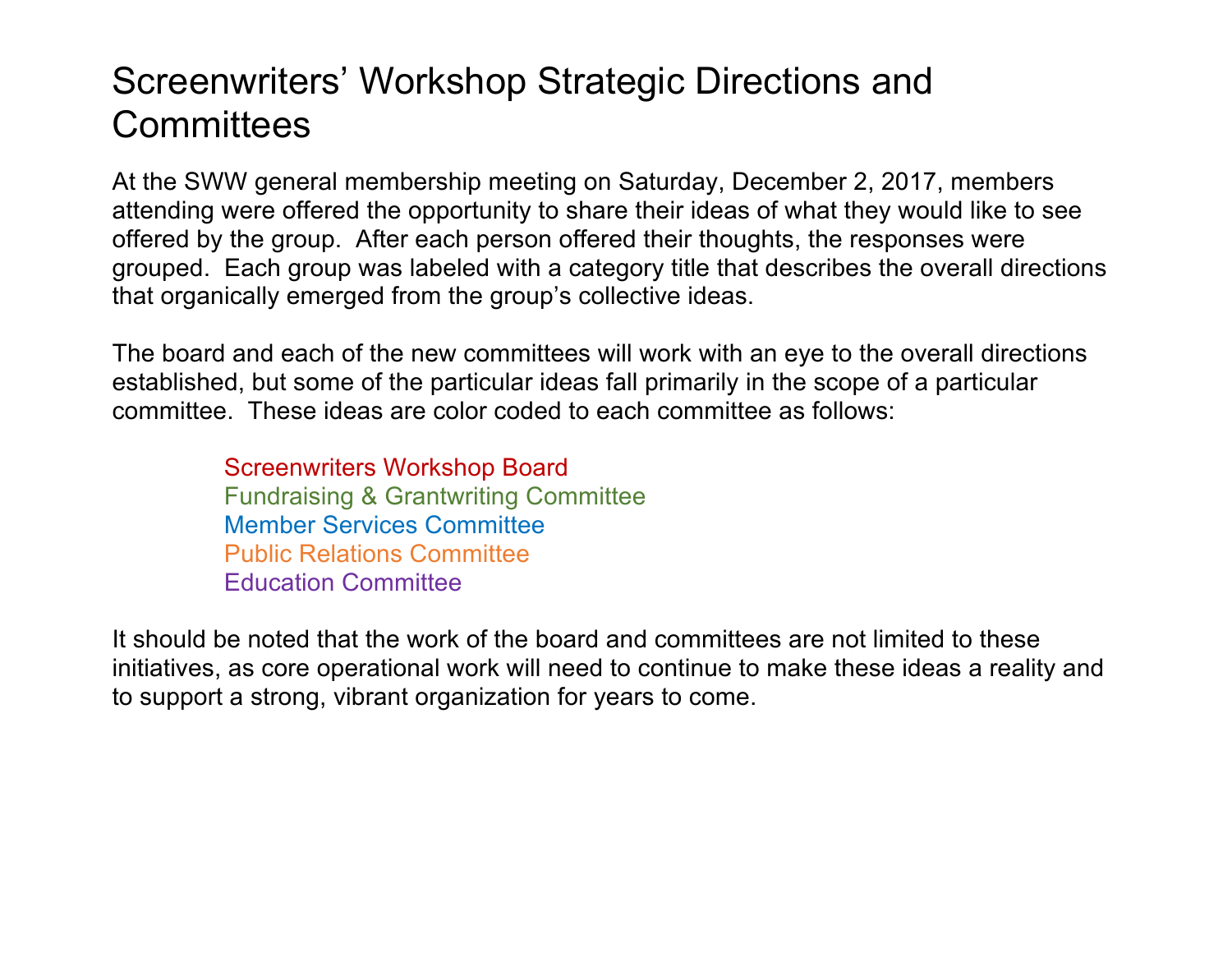# Screenwriters' Workshop Strategic Directions and Committees

At the SWW general membership meeting on Saturday, December 2, 2017, members attending were offered the opportunity to share their ideas of what they would like to see offered by the group. After each person offered their thoughts, the responses were grouped. Each group was labeled with a category title that describes the overall directions that organically emerged from the group's collective ideas.

The board and each of the new committees will work with an eye to the overall directions established, but some of the particular ideas fall primarily in the scope of a particular committee. These ideas are color coded to each committee as follows:

- Screenwriters Workshop Board
- Fundraising & Grantwriting Committee
- Member Services Committee
- Public Relations Committee
- Education Committee

It should be noted that the work of the board and committees are not limited to these initiatives, as core operational work will need to continue to make these ideas a reality and to support a strong, vibrant organization for years to come.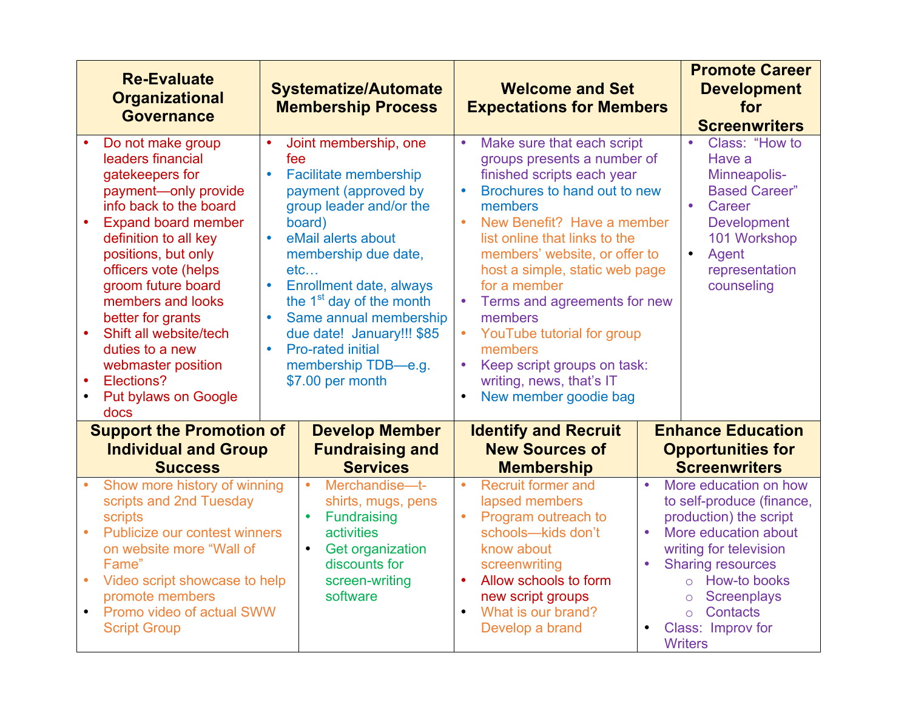| Re-Evaluate Organizational Governance | Systematize/Automate Membership Process | Welcome and Set Expectations for Members | Promote Career Development for Screenwriters |
|---|---|---|---|
| • Do not make group leaders financial gatekeepers for payment—only provide info back to the board<br>• Expand board member definition to all key positions, but only officers vote (helps groom future board members and looks better for grants<br>• Shift all website/tech duties to a new webmaster position<br>• Elections?<br>• Put bylaws on Google docs | • Joint membership, one fee<br>• Facilitate membership payment (approved by group leader and/or the board)<br>• eMail alerts about membership due date, etc…<br>• Enrollment date, always the 1st day of the month<br>• Same annual membership due date! January!!! $85<br>• Pro-rated initial membership TDB—e.g. $7.00 per month | • Make sure that each script groups presents a number of finished scripts each year<br>• Brochures to hand out to new members<br>• New Benefit? Have a member list online that links to the members' website, or offer to host a simple, static web page for a member<br>• Terms and agreements for new members<br>• YouTube tutorial for group members<br>• Keep script groups on task: writing, news, that's IT<br>• New member goodie bag | • Class: "How to Have a Minneapolis-Based Career"<br>• Career Development 101 Workshop<br>• Agent representation counseling |

| Support the Promotion of Individual and Group Success | Develop Member Fundraising and Services | Identify and Recruit New Sources of Membership | Enhance Education Opportunities for Screenwriters |
|---|---|---|---|
| • Show more history of winning scripts and 2nd Tuesday scripts<br>• Publicize our contest winners on website more "Wall of Fame"<br>• Video script showcase to help promote members<br>• Promo video of actual SWW Script Group | • Merchandise—t-shirts, mugs, pens<br>• Fundraising activities<br>• Get organization discounts for screen-writing software | • Recruit former and lapsed members<br>• Program outreach to schools—kids don't know about screenwriting<br>• Allow schools to form new script groups<br>• What is our brand? Develop a brand | • More education on how to self-produce (finance, production) the script<br>• More education about writing for television<br>• Sharing resources<br>&nbsp;&nbsp;&nbsp;&nbsp;○ How-to books<br>&nbsp;&nbsp;&nbsp;&nbsp;○ Screenplays<br>&nbsp;&nbsp;&nbsp;&nbsp;○ Contacts<br>• Class: Improv for Writers |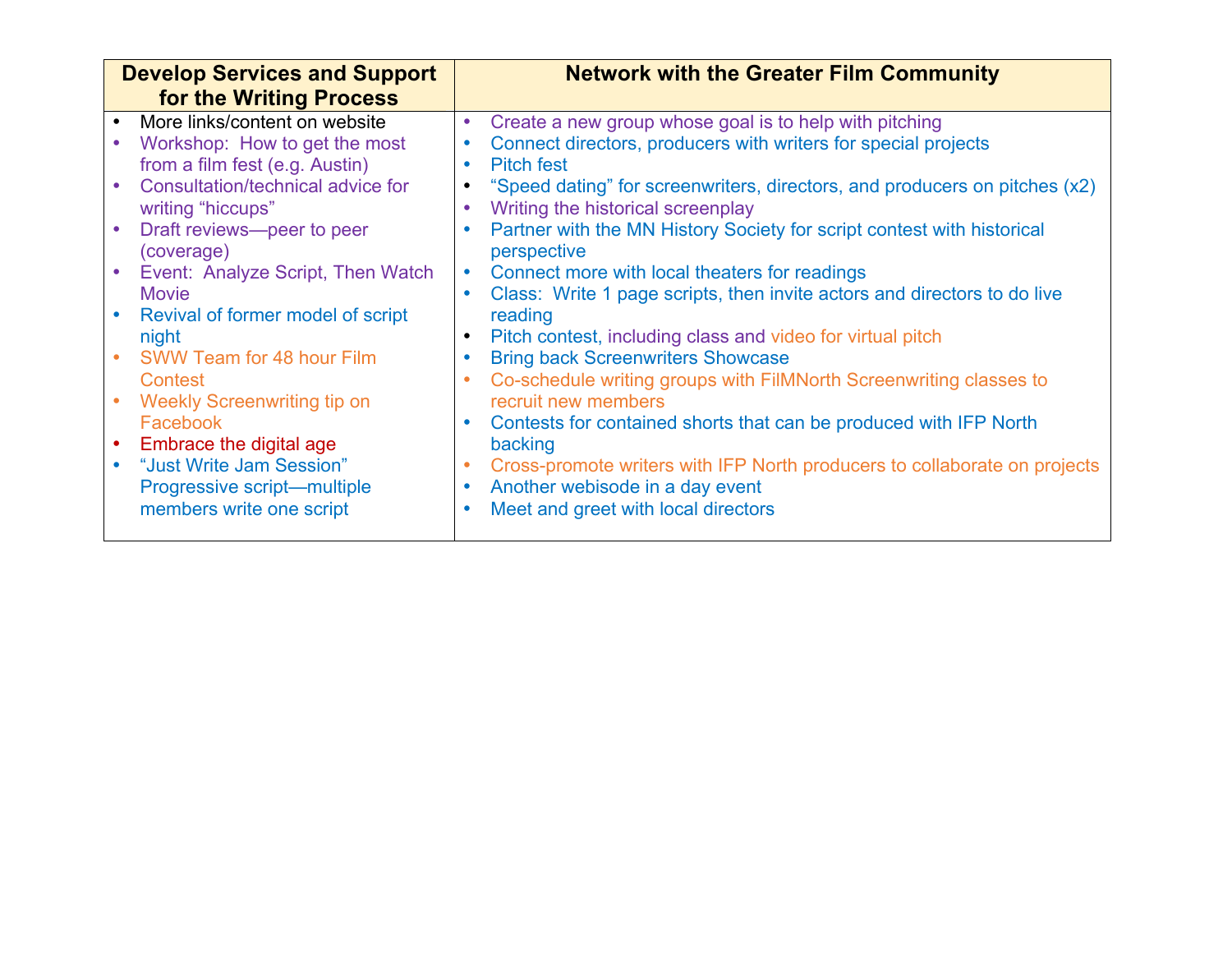| Develop Services and Support for the Writing Process | Network with the Greater Film Community |
|---|---|
| • More links/content on website<br>• Workshop: How to get the most from a film fest (e.g. Austin)<br>• Consultation/technical advice for writing "hiccups"<br>• Draft reviews—peer to peer (coverage)<br>• Event: Analyze Script, Then Watch Movie<br>• Revival of former model of script night<br>• SWW Team for 48 hour Film Contest<br>• Weekly Screenwriting tip on Facebook<br>• Embrace the digital age<br>• "Just Write Jam Session" Progressive script—multiple members write one script | • Create a new group whose goal is to help with pitching<br>• Connect directors, producers with writers for special projects<br>• Pitch fest<br>• "Speed dating" for screenwriters, directors, and producers on pitches (x2)<br>• Writing the historical screenplay<br>• Partner with the MN History Society for script contest with historical perspective<br>• Connect more with local theaters for readings<br>• Class: Write 1 page scripts, then invite actors and directors to do live reading<br>• Pitch contest, including class and video for virtual pitch<br>• Bring back Screenwriters Showcase<br>• Co-schedule writing groups with FilMNorth Screenwriting classes to recruit new members<br>• Contests for contained shorts that can be produced with IFP North backing<br>• Cross-promote writers with IFP North producers to collaborate on projects<br>• Another webisode in a day event<br>• Meet and greet with local directors |